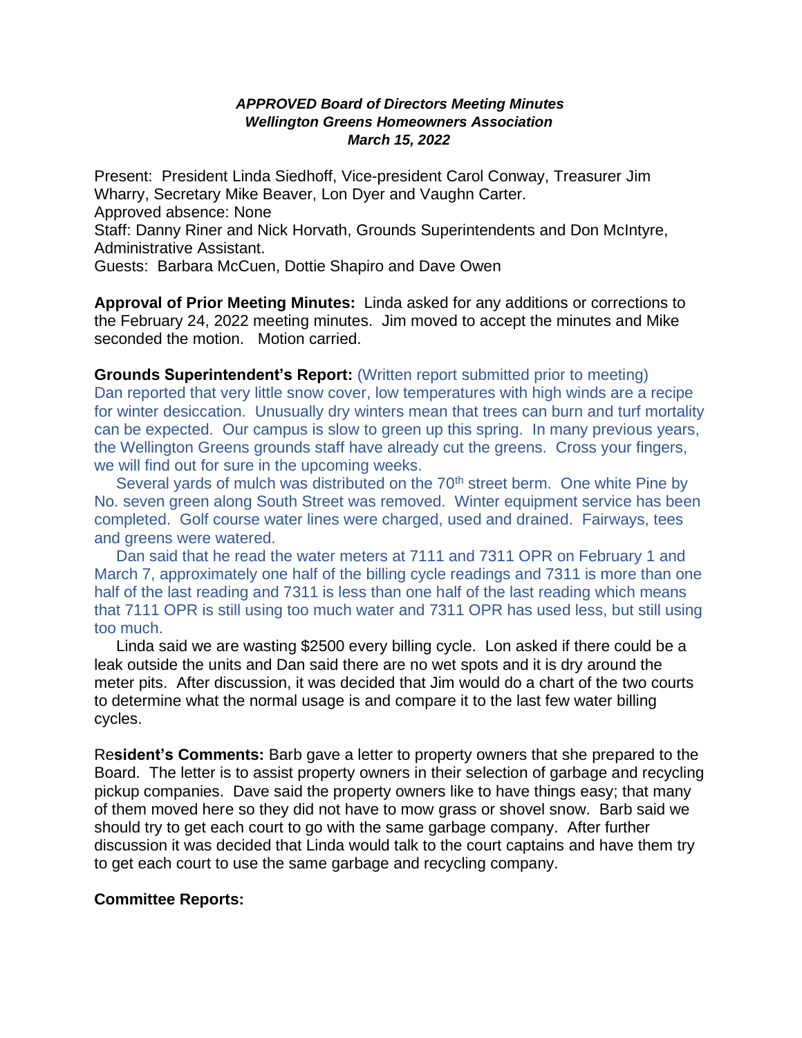***APPROVED Board of Directors Meeting Minutes***
***Wellington Greens Homeowners Association***
***March 15, 2022***

Present: President Linda Siedhoff, Vice-president Carol Conway, Treasurer Jim Wharry, Secretary Mike Beaver, Lon Dyer and Vaughn Carter.
Approved absence: None
Staff: Danny Riner and Nick Horvath, Grounds Superintendents and Don McIntyre, Administrative Assistant.
Guests: Barbara McCuen, Dottie Shapiro and Dave Owen

**Approval of Prior Meeting Minutes:** Linda asked for any additions or corrections to the February 24, 2022 meeting minutes. Jim moved to accept the minutes and Mike seconded the motion. Motion carried.

**Grounds Superintendent's Report:** (Written report submitted prior to meeting) Dan reported that very little snow cover, low temperatures with high winds are a recipe for winter desiccation. Unusually dry winters mean that trees can burn and turf mortality can be expected. Our campus is slow to green up this spring. In many previous years, the Wellington Greens grounds staff have already cut the greens. Cross your fingers, we will find out for sure in the upcoming weeks.

Several yards of mulch was distributed on the 70th street berm. One white Pine by No. seven green along South Street was removed. Winter equipment service has been completed. Golf course water lines were charged, used and drained. Fairways, tees and greens were watered.

Dan said that he read the water meters at 7111 and 7311 OPR on February 1 and March 7, approximately one half of the billing cycle readings and 7311 is more than one half of the last reading and 7311 is less than one half of the last reading which means that 7111 OPR is still using too much water and 7311 OPR has used less, but still using too much.

Linda said we are wasting $2500 every billing cycle. Lon asked if there could be a leak outside the units and Dan said there are no wet spots and it is dry around the meter pits. After discussion, it was decided that Jim would do a chart of the two courts to determine what the normal usage is and compare it to the last few water billing cycles.

Re**sident's Comments:** Barb gave a letter to property owners that she prepared to the Board. The letter is to assist property owners in their selection of garbage and recycling pickup companies. Dave said the property owners like to have things easy; that many of them moved here so they did not have to mow grass or shovel snow. Barb said we should try to get each court to go with the same garbage company. After further discussion it was decided that Linda would talk to the court captains and have them try to get each court to use the same garbage and recycling company.

**Committee Reports:**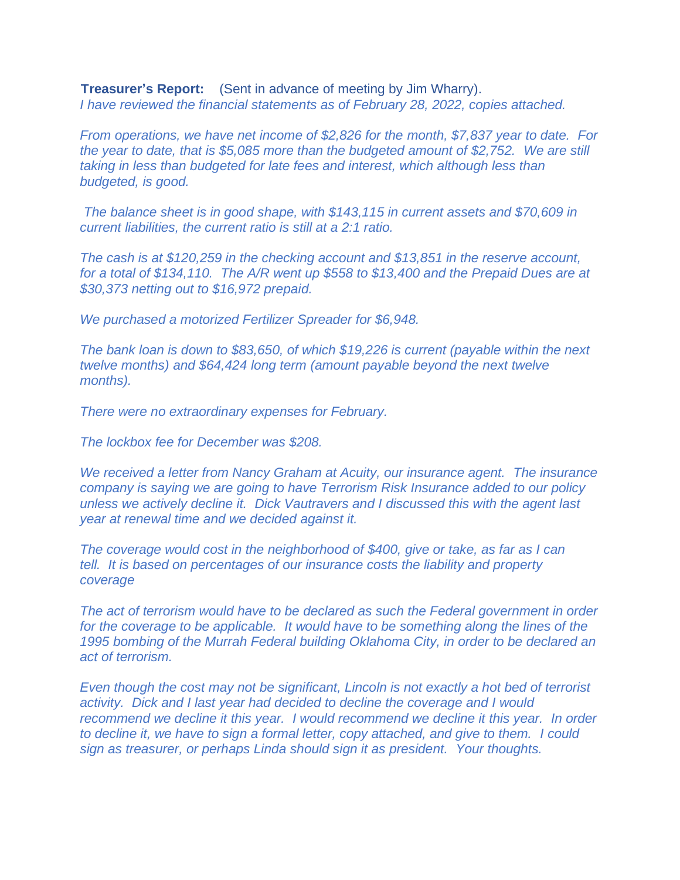**Treasurer's Report:** (Sent in advance of meeting by Jim Wharry).
*I have reviewed the financial statements as of February 28, 2022, copies attached.*

*From operations, we have net income of $2,826 for the month, $7,837 year to date. For the year to date, that is $5,085 more than the budgeted amount of $2,752. We are still taking in less than budgeted for late fees and interest, which although less than budgeted, is good.*

*The balance sheet is in good shape, with $143,115 in current assets and $70,609 in current liabilities, the current ratio is still at a 2:1 ratio.*

*The cash is at $120,259 in the checking account and $13,851 in the reserve account, for a total of $134,110. The A/R went up $558 to $13,400 and the Prepaid Dues are at $30,373 netting out to $16,972 prepaid.*

*We purchased a motorized Fertilizer Spreader for $6,948.*

*The bank loan is down to $83,650, of which $19,226 is current (payable within the next twelve months) and $64,424 long term (amount payable beyond the next twelve months).*

*There were no extraordinary expenses for February.*

*The lockbox fee for December was $208.*

*We received a letter from Nancy Graham at Acuity, our insurance agent. The insurance company is saying we are going to have Terrorism Risk Insurance added to our policy unless we actively decline it. Dick Vautravers and I discussed this with the agent last year at renewal time and we decided against it.*

*The coverage would cost in the neighborhood of $400, give or take, as far as I can tell. It is based on percentages of our insurance costs the liability and property coverage*

*The act of terrorism would have to be declared as such the Federal government in order for the coverage to be applicable. It would have to be something along the lines of the 1995 bombing of the Murrah Federal building Oklahoma City, in order to be declared an act of terrorism.*

*Even though the cost may not be significant, Lincoln is not exactly a hot bed of terrorist activity. Dick and I last year had decided to decline the coverage and I would recommend we decline it this year. I would recommend we decline it this year. In order to decline it, we have to sign a formal letter, copy attached, and give to them. I could sign as treasurer, or perhaps Linda should sign it as president. Your thoughts.*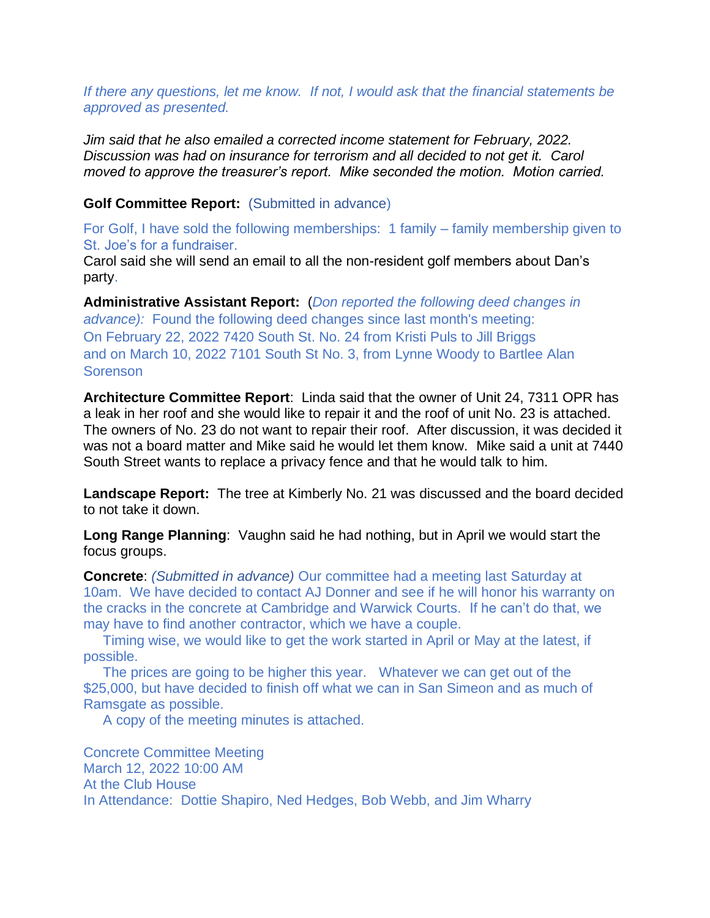*If there any questions, let me know. If not, I would ask that the financial statements be approved as presented.*

*Jim said that he also emailed a corrected income statement for February, 2022. Discussion was had on insurance for terrorism and all decided to not get it. Carol moved to approve the treasurer's report. Mike seconded the motion. Motion carried.*

**Golf Committee Report:** (Submitted in advance)

For Golf, I have sold the following memberships: 1 family – family membership given to St. Joe's for a fundraiser.
Carol said she will send an email to all the non-resident golf members about Dan's party.

**Administrative Assistant Report:** (*Don reported the following deed changes in advance):* Found the following deed changes since last month's meeting:
On February 22, 2022 7420 South St. No. 24 from Kristi Puls to Jill Briggs
and on March 10, 2022 7101 South St No. 3, from Lynne Woody to Bartlee Alan Sorenson

**Architecture Committee Report**: Linda said that the owner of Unit 24, 7311 OPR has a leak in her roof and she would like to repair it and the roof of unit No. 23 is attached. The owners of No. 23 do not want to repair their roof. After discussion, it was decided it was not a board matter and Mike said he would let them know. Mike said a unit at 7440 South Street wants to replace a privacy fence and that he would talk to him.

**Landscape Report:** The tree at Kimberly No. 21 was discussed and the board decided to not take it down.

**Long Range Planning**: Vaughn said he had nothing, but in April we would start the focus groups.

**Concrete**: *(Submitted in advance)* Our committee had a meeting last Saturday at 10am. We have decided to contact AJ Donner and see if he will honor his warranty on the cracks in the concrete at Cambridge and Warwick Courts. If he can't do that, we may have to find another contractor, which we have a couple.

Timing wise, we would like to get the work started in April or May at the latest, if possible.

The prices are going to be higher this year. Whatever we can get out of the $25,000, but have decided to finish off what we can in San Simeon and as much of Ramsgate as possible.

A copy of the meeting minutes is attached.

Concrete Committee Meeting
March 12, 2022 10:00 AM
At the Club House
In Attendance: Dottie Shapiro, Ned Hedges, Bob Webb, and Jim Wharry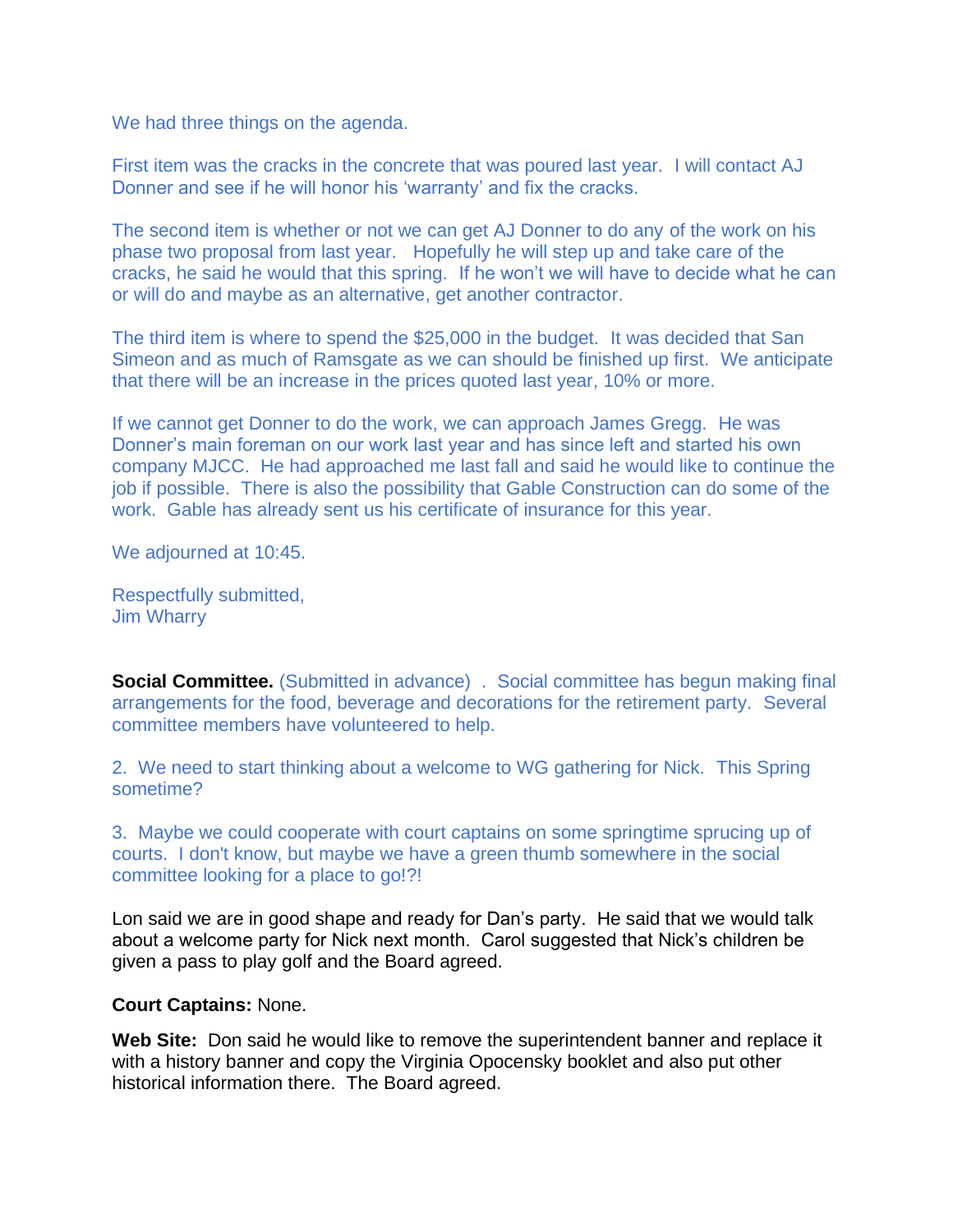We had three things on the agenda.

First item was the cracks in the concrete that was poured last year. I will contact AJ Donner and see if he will honor his 'warranty' and fix the cracks.

The second item is whether or not we can get AJ Donner to do any of the work on his phase two proposal from last year. Hopefully he will step up and take care of the cracks, he said he would that this spring. If he won't we will have to decide what he can or will do and maybe as an alternative, get another contractor.

The third item is where to spend the $25,000 in the budget. It was decided that San Simeon and as much of Ramsgate as we can should be finished up first. We anticipate that there will be an increase in the prices quoted last year, 10% or more.

If we cannot get Donner to do the work, we can approach James Gregg. He was Donner's main foreman on our work last year and has since left and started his own company MJCC. He had approached me last fall and said he would like to continue the job if possible. There is also the possibility that Gable Construction can do some of the work. Gable has already sent us his certificate of insurance for this year.

We adjourned at 10:45.

Respectfully submitted,
Jim Wharry

**Social Committee.** (Submitted in advance) . Social committee has begun making final arrangements for the food, beverage and decorations for the retirement party. Several committee members have volunteered to help.

2. We need to start thinking about a welcome to WG gathering for Nick. This Spring sometime?

3. Maybe we could cooperate with court captains on some springtime sprucing up of courts. I don't know, but maybe we have a green thumb somewhere in the social committee looking for a place to go!?!

Lon said we are in good shape and ready for Dan's party. He said that we would talk about a welcome party for Nick next month. Carol suggested that Nick's children be given a pass to play golf and the Board agreed.

**Court Captains:** None.

**Web Site:** Don said he would like to remove the superintendent banner and replace it with a history banner and copy the Virginia Opocensky booklet and also put other historical information there. The Board agreed.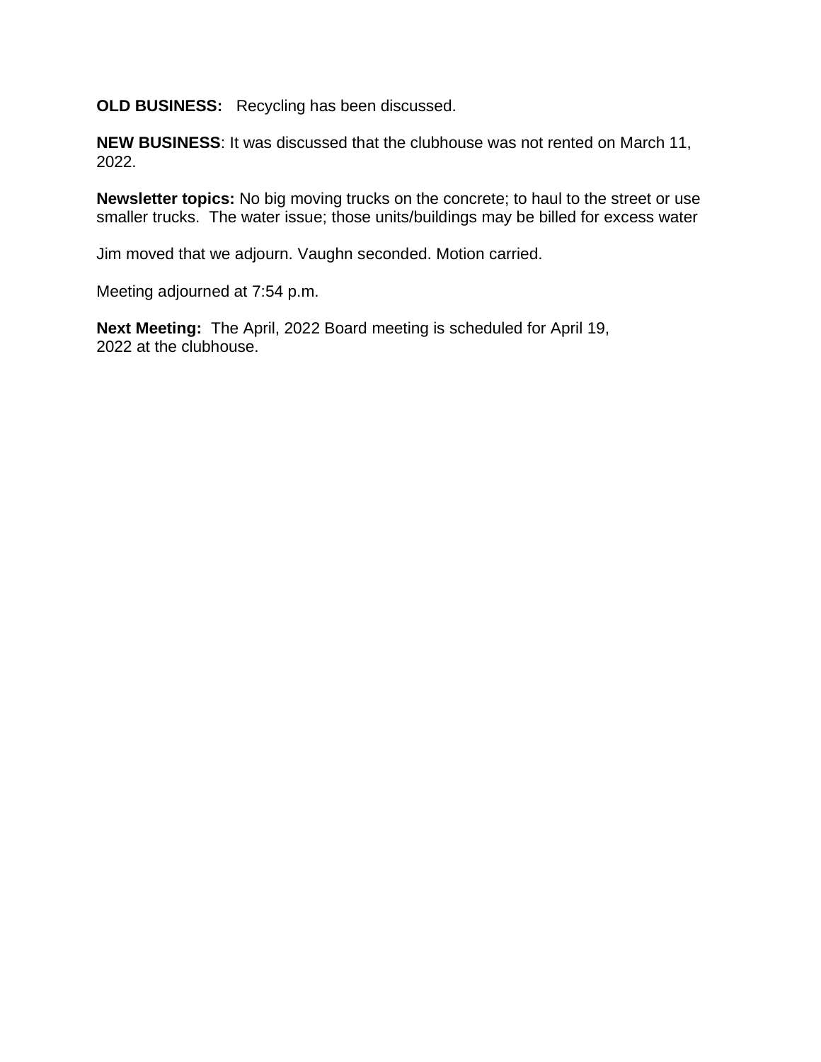**OLD BUSINESS:** Recycling has been discussed.

**NEW BUSINESS**: It was discussed that the clubhouse was not rented on March 11, 2022.

**Newsletter topics:** No big moving trucks on the concrete; to haul to the street or use smaller trucks. The water issue; those units/buildings may be billed for excess water

Jim moved that we adjourn. Vaughn seconded. Motion carried.

Meeting adjourned at 7:54 p.m.

**Next Meeting:** The April, 2022 Board meeting is scheduled for April 19, 2022 at the clubhouse.